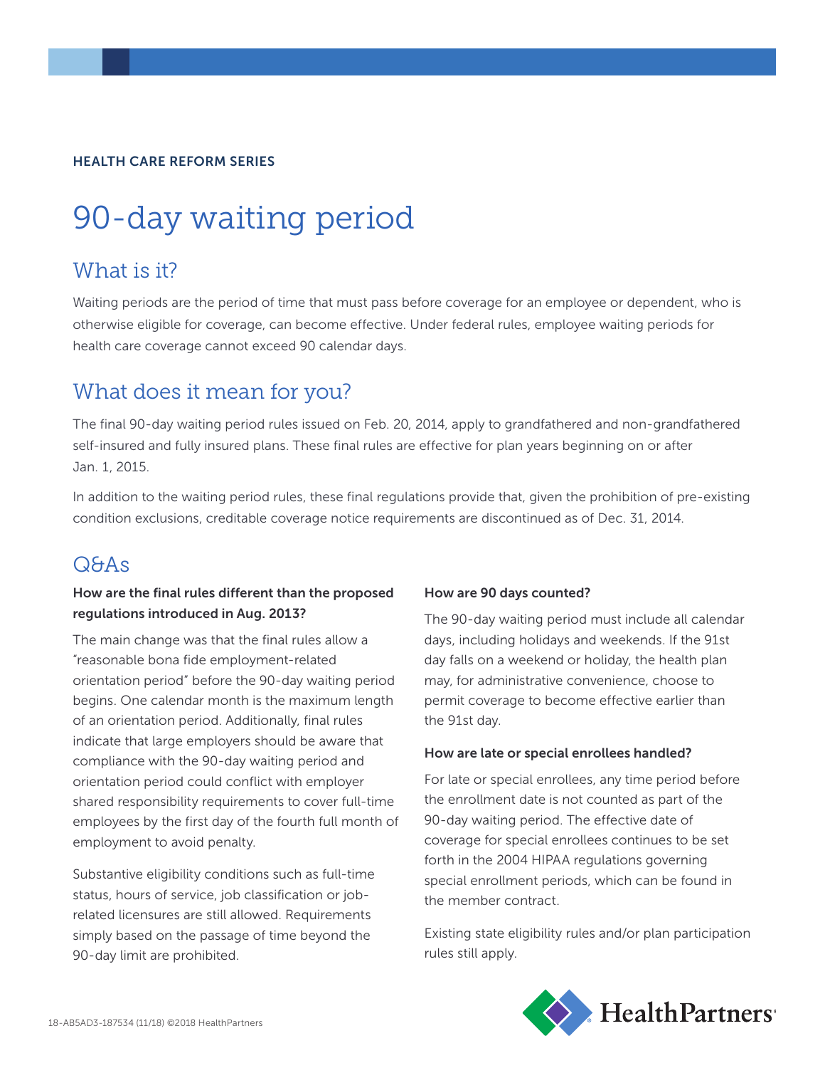HEALTH CARE REFORM SERIES

# 90-day waiting period

## What is it?

Waiting periods are the period of time that must pass before coverage for an employee or dependent, who is otherwise eligible for coverage, can become effective. Under federal rules, employee waiting periods for health care coverage cannot exceed 90 calendar days.

## What does it mean for you?

The final 90-day waiting period rules issued on Feb. 20, 2014, apply to grandfathered and non-grandfathered self-insured and fully insured plans. These final rules are effective for plan years beginning on or after Jan. 1, 2015.

In addition to the waiting period rules, these final regulations provide that, given the prohibition of pre-existing condition exclusions, creditable coverage notice requirements are discontinued as of Dec. 31, 2014.

## Q&As

**How are the final rules different than the proposed regulations introduced in Aug. 2013?**

The main change was that the final rules allow a "reasonable bona fide employment-related orientation period" before the 90-day waiting period begins. One calendar month is the maximum length of an orientation period. Additionally, final rules indicate that large employers should be aware that compliance with the 90-day waiting period and orientation period could conflict with employer shared responsibility requirements to cover full-time employees by the first day of the fourth full month of employment to avoid penalty.

Substantive eligibility conditions such as full-time status, hours of service, job classification or job-related licensures are still allowed. Requirements simply based on the passage of time beyond the 90-day limit are prohibited.

**How are 90 days counted?**

The 90-day waiting period must include all calendar days, including holidays and weekends. If the 91st day falls on a weekend or holiday, the health plan may, for administrative convenience, choose to permit coverage to become effective earlier than the 91st day.

**How are late or special enrollees handled?**

For late or special enrollees, any time period before the enrollment date is not counted as part of the 90-day waiting period. The effective date of coverage for special enrollees continues to be set forth in the 2004 HIPAA regulations governing special enrollment periods, which can be found in the member contract.

Existing state eligibility rules and/or plan participation rules still apply.

18-AB5AD3-187534 (11/18) ©2018 HealthPartners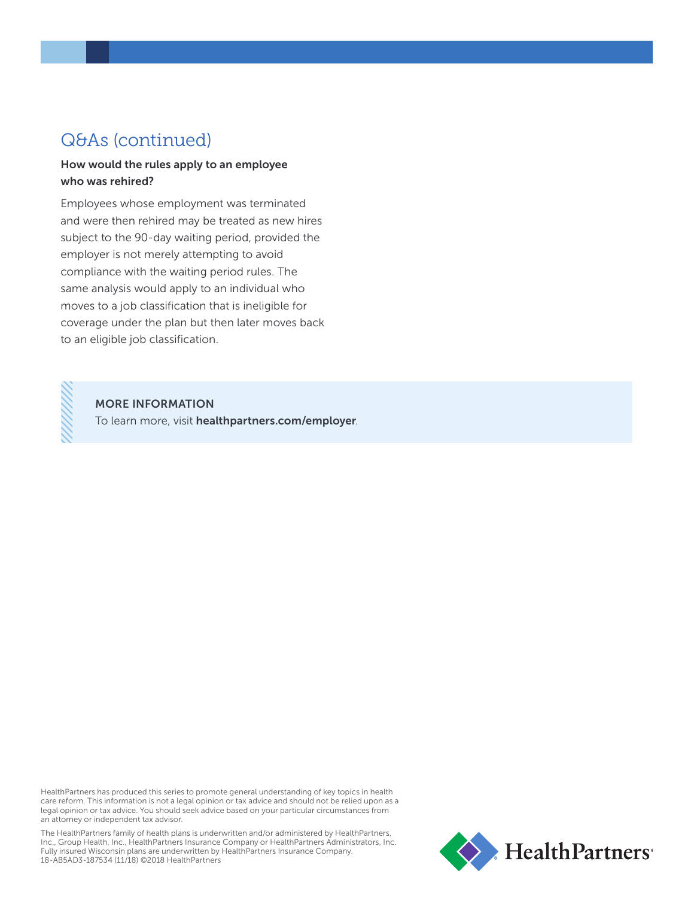## Q&As (continued)

**How would the rules apply to an employee who was rehired?**

Employees whose employment was terminated and were then rehired may be treated as new hires subject to the 90-day waiting period, provided the employer is not merely attempting to avoid compliance with the waiting period rules. The same analysis would apply to an individual who moves to a job classification that is ineligible for coverage under the plan but then later moves back to an eligible job classification.

**MORE INFORMATION**

To learn more, visit **healthpartners.com/employer**.

HealthPartners has produced this series to promote general understanding of key topics in health care reform. This information is not a legal opinion or tax advice and should not be relied upon as a legal opinion or tax advice. You should seek advice based on your particular circumstances from an attorney or independent tax advisor.

The HealthPartners family of health plans is underwritten and/or administered by HealthPartners, Inc., Group Health, Inc., HealthPartners Insurance Company or HealthPartners Administrators, Inc. Fully insured Wisconsin plans are underwritten by HealthPartners Insurance Company. 18-AB5AD3-187534 (11/18) ©2018 HealthPartners

HealthPartners®